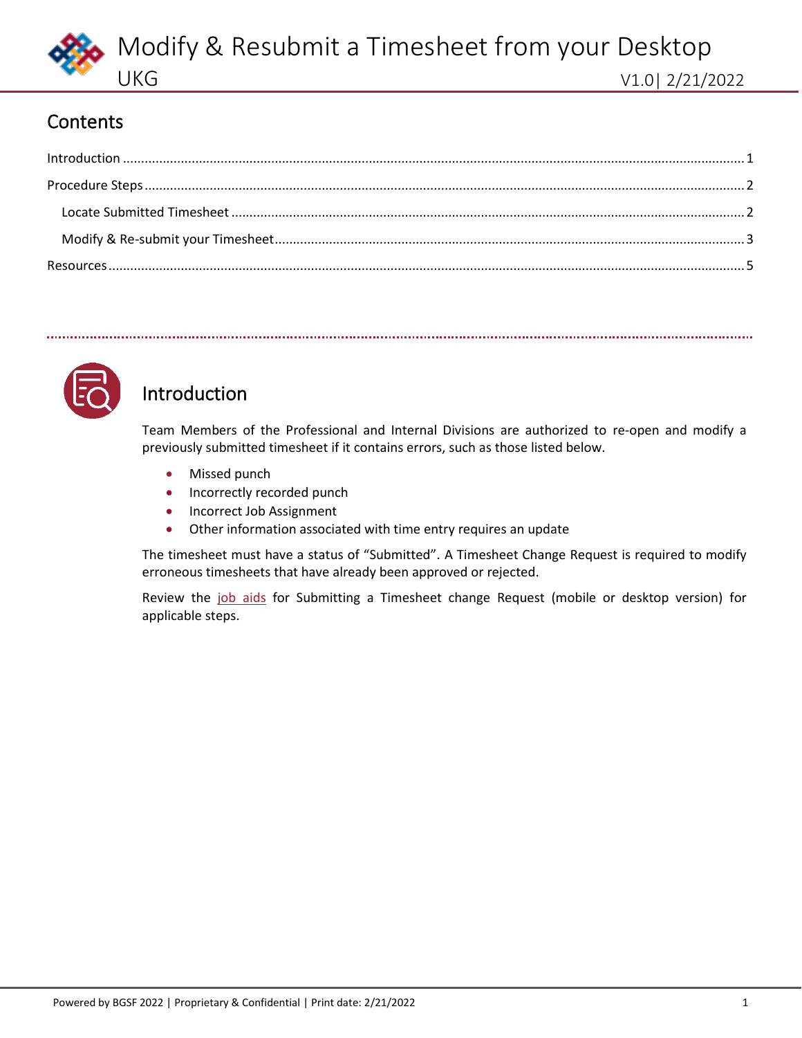# Modify & Resubmit a Timesheet from your Desktop

UKG

V1.0| 2/21/2022

## Contents

Introduction ........................................................................................................................................ 1
Procedure Steps .................................................................................................................................. 2
  Locate Submitted Timesheet ........................................................................................................... 2
  Modify & Re-submit your Timesheet ................................................................................................ 3
Resources ............................................................................................................................................ 5

## Introduction

Team Members of the Professional and Internal Divisions are authorized to re-open and modify a previously submitted timesheet if it contains errors, such as those listed below.

- Missed punch
- Incorrectly recorded punch
- Incorrect Job Assignment
- Other information associated with time entry requires an update

The timesheet must have a status of “Submitted”. A Timesheet Change Request is required to modify erroneous timesheets that have already been approved or rejected.

Review the job aids for Submitting a Timesheet change Request (mobile or desktop version) for applicable steps.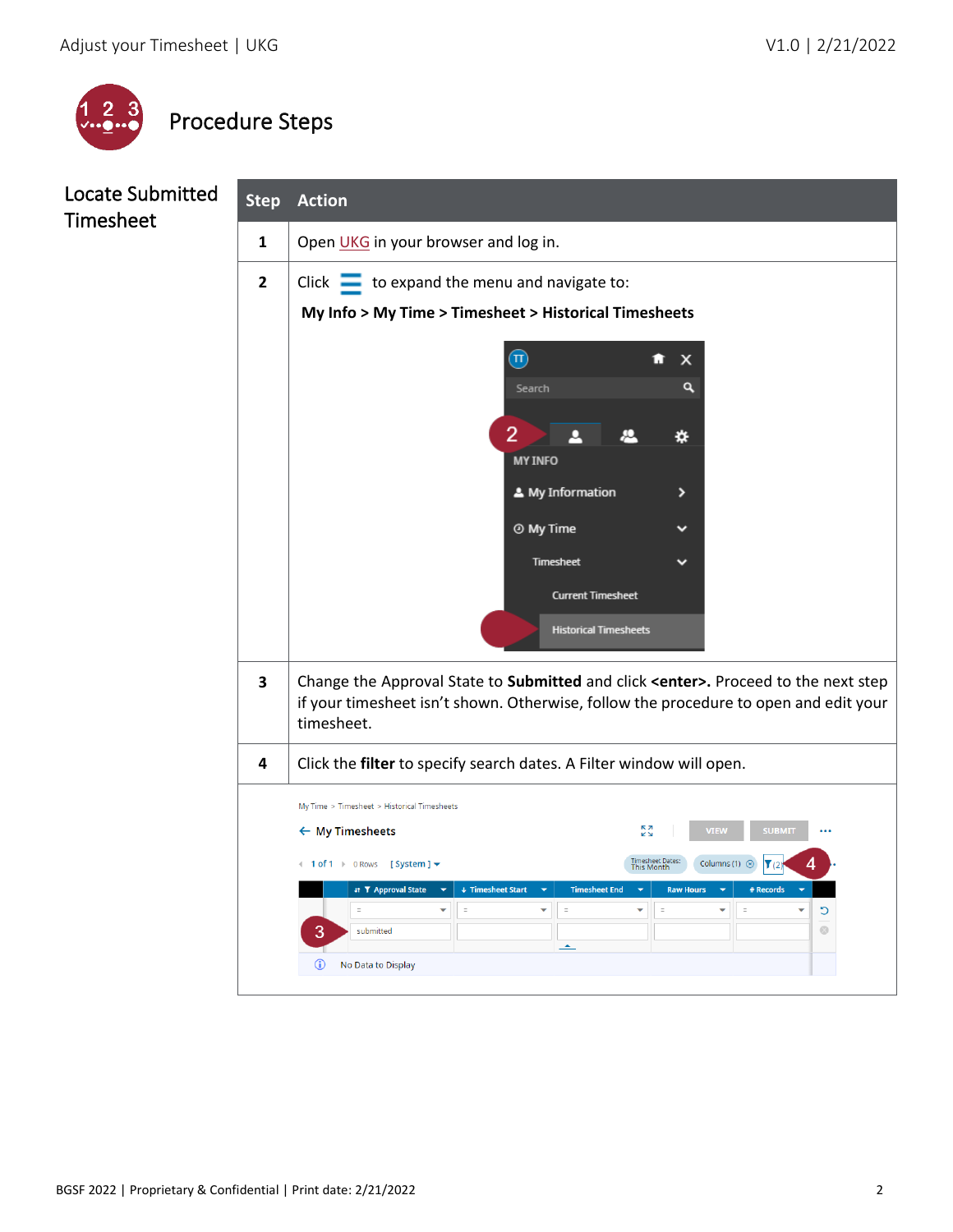# Procedure Steps

## Locate Submitted Timesheet

| Step | Action |
|---|---|
| 1 | Open UKG in your browser and log in. |
| 2 | Click ☰ to expand the menu and navigate to: **My Info > My Time > Timesheet > Historical Timesheets** |
| 3 | Change the Approval State to **Submitted** and click **<enter>.** Proceed to the next step if your timesheet isn't shown. Otherwise, follow the procedure to open and edit your timesheet. |
| 4 | Click the **filter** to specify search dates. A Filter window will open. |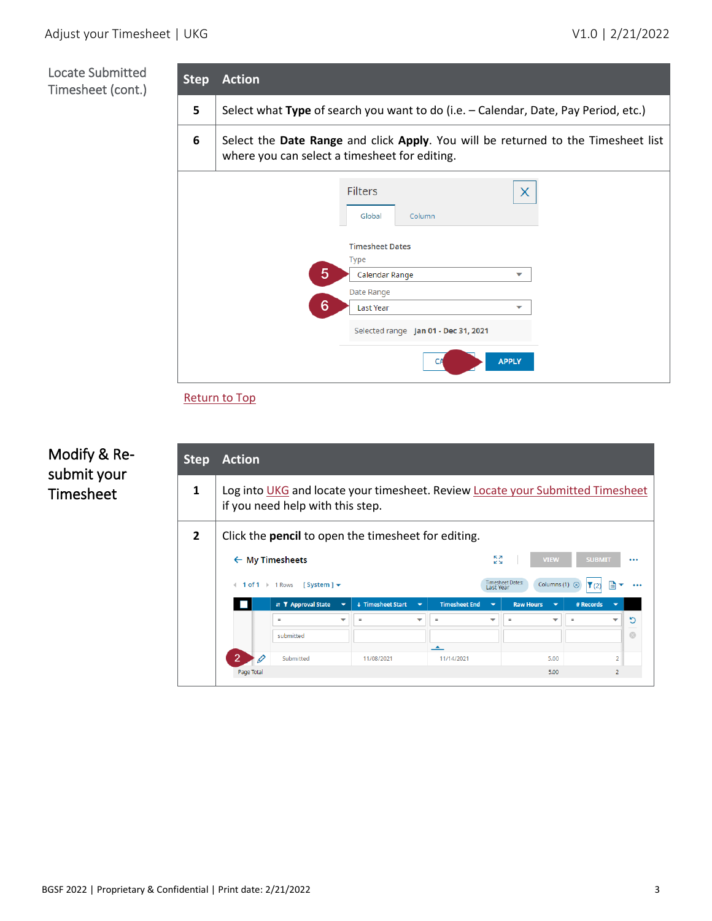## Locate Submitted Timesheet (cont.)

| Step | Action |
|---|---|
| 5 | Select what **Type** of search you want to do (i.e. – Calendar, Date, Pay Period, etc.) |
| 6 | Select the **Date Range** and click **Apply**. You will be returned to the Timesheet list where you can select a timesheet for editing. |

Return to Top

## Modify & Re-submit your Timesheet

| Step | Action |
|---|---|
| 1 | Log into UKG and locate your timesheet. Review Locate your Submitted Timesheet if you need help with this step. |
| 2 | Click the **pencil** to open the timesheet for editing. |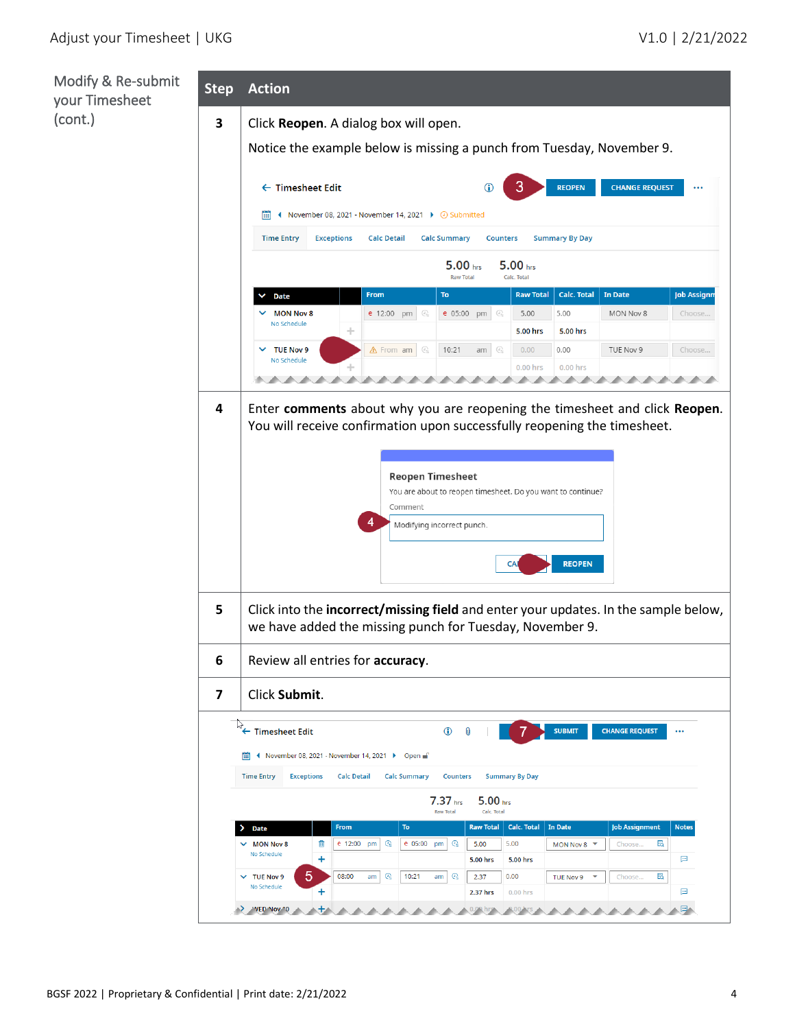## Modify & Re-submit your Timesheet (cont.)

| Step | Action |
|---|---|
| 3 | Click **Reopen**. A dialog box will open. Notice the example below is missing a punch from Tuesday, November 9. |
| 4 | Enter **comments** about why you are reopening the timesheet and click **Reopen**. You will receive confirmation upon successfully reopening the timesheet. |
| 5 | Click into the **incorrect/missing field** and enter your updates. In the sample below, we have added the missing punch for Tuesday, November 9. |
| 6 | Review all entries for **accuracy**. |
| 7 | Click **Submit**. |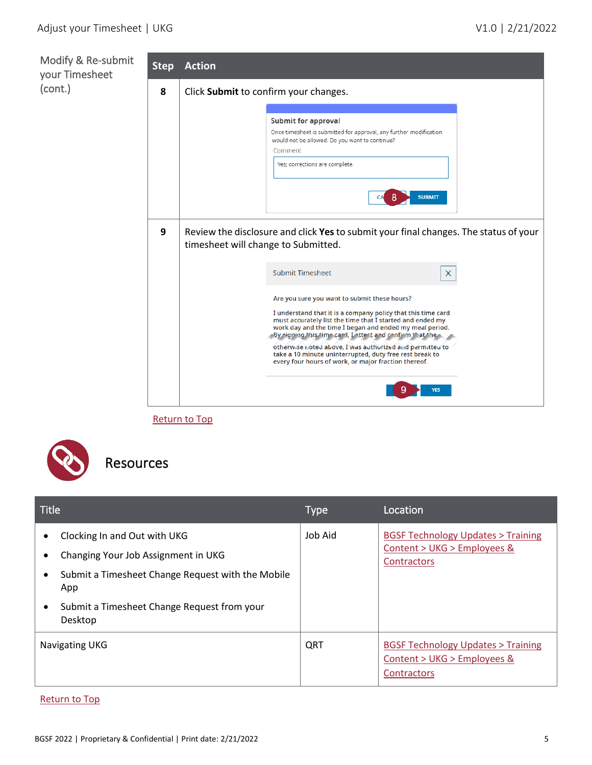Modify & Re-submit your Timesheet (cont.)

| Step | Action |
|---|---|
| 8 | Click **Submit** to confirm your changes. |
| 9 | Review the disclosure and click **Yes** to submit your final changes. The status of your timesheet will change to Submitted. |

Return to Top

## Resources

| Title | Type | Location |
|---|---|---|
| • Clocking In and Out with UKG<br>• Changing Your Job Assignment in UKG<br>• Submit a Timesheet Change Request with the Mobile App<br>• Submit a Timesheet Change Request from your Desktop | Job Aid | BGSF Technology Updates > Training Content > UKG > Employees & Contractors |
| Navigating UKG | QRT | BGSF Technology Updates > Training Content > UKG > Employees & Contractors |

Return to Top